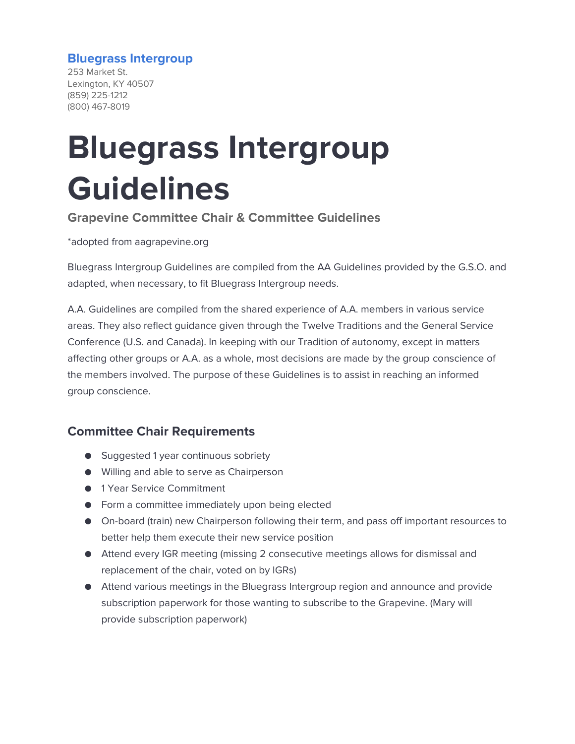**Bluegrass Intergroup**
253 Market St.
Lexington, KY 40507
(859) 225-1212
(800) 467-8019

# Bluegrass Intergroup Guidelines

### Grapevine Committee Chair & Committee Guidelines

*adopted from aagrapevine.org

Bluegrass Intergroup Guidelines are compiled from the AA Guidelines provided by the G.S.O. and adapted, when necessary, to fit Bluegrass Intergroup needs.

A.A. Guidelines are compiled from the shared experience of A.A. members in various service areas. They also reflect guidance given through the Twelve Traditions and the General Service Conference (U.S. and Canada). In keeping with our Tradition of autonomy, except in matters affecting other groups or A.A. as a whole, most decisions are made by the group conscience of the members involved. The purpose of these Guidelines is to assist in reaching an informed group conscience.

## Committee Chair Requirements

- Suggested 1 year continuous sobriety
- Willing and able to serve as Chairperson
- 1 Year Service Commitment
- Form a committee immediately upon being elected
- On-board (train) new Chairperson following their term, and pass off important resources to better help them execute their new service position
- Attend every IGR meeting (missing 2 consecutive meetings allows for dismissal and replacement of the chair, voted on by IGRs)
- Attend various meetings in the Bluegrass Intergroup region and announce and provide subscription paperwork for those wanting to subscribe to the Grapevine. (Mary will provide subscription paperwork)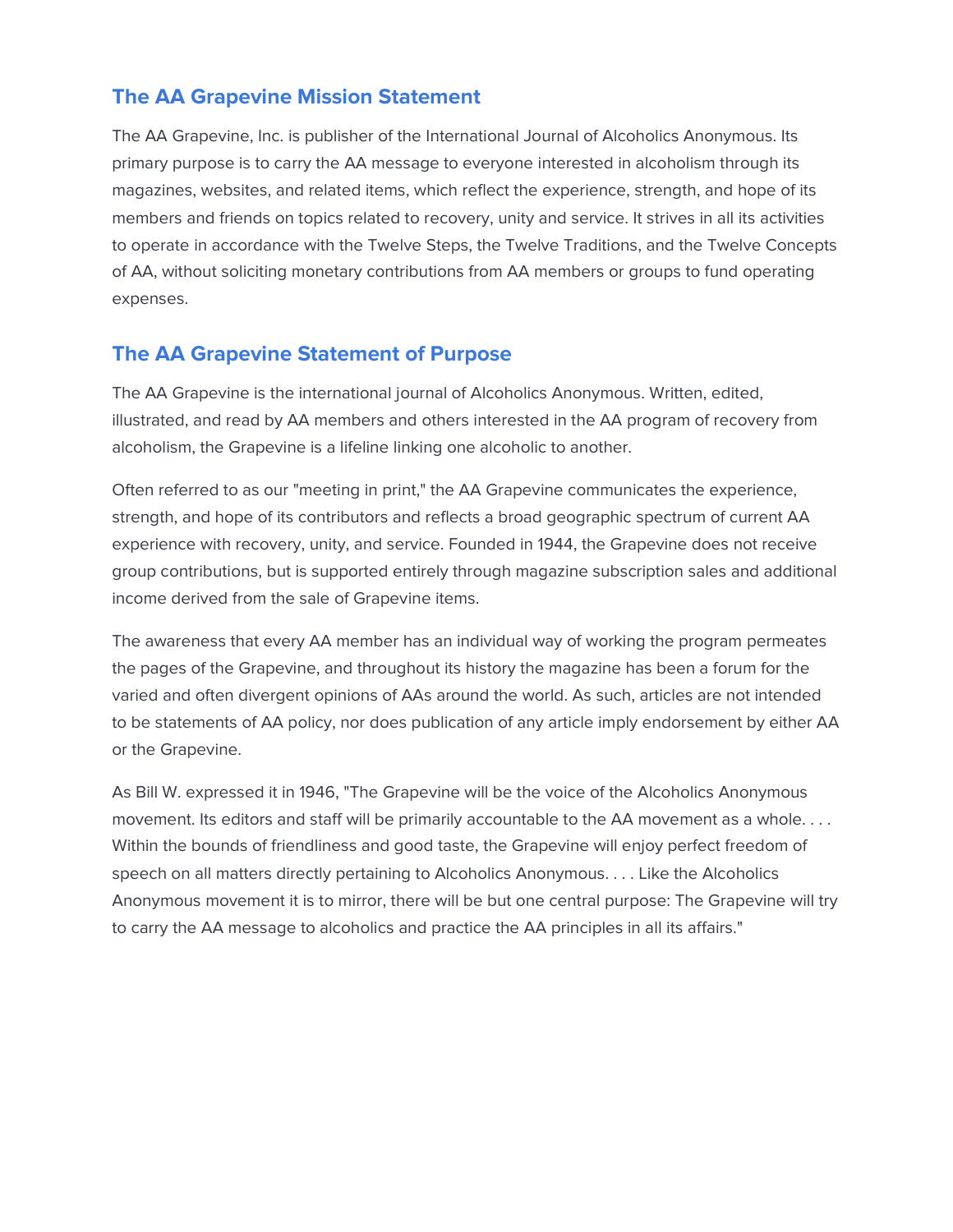## The AA Grapevine Mission Statement

The AA Grapevine, Inc. is publisher of the International Journal of Alcoholics Anonymous. Its primary purpose is to carry the AA message to everyone interested in alcoholism through its magazines, websites, and related items, which reflect the experience, strength, and hope of its members and friends on topics related to recovery, unity and service. It strives in all its activities to operate in accordance with the Twelve Steps, the Twelve Traditions, and the Twelve Concepts of AA, without soliciting monetary contributions from AA members or groups to fund operating expenses.

## The AA Grapevine Statement of Purpose

The AA Grapevine is the international journal of Alcoholics Anonymous. Written, edited, illustrated, and read by AA members and others interested in the AA program of recovery from alcoholism, the Grapevine is a lifeline linking one alcoholic to another.

Often referred to as our "meeting in print," the AA Grapevine communicates the experience, strength, and hope of its contributors and reflects a broad geographic spectrum of current AA experience with recovery, unity, and service. Founded in 1944, the Grapevine does not receive group contributions, but is supported entirely through magazine subscription sales and additional income derived from the sale of Grapevine items.

The awareness that every AA member has an individual way of working the program permeates the pages of the Grapevine, and throughout its history the magazine has been a forum for the varied and often divergent opinions of AAs around the world. As such, articles are not intended to be statements of AA policy, nor does publication of any article imply endorsement by either AA or the Grapevine.

As Bill W. expressed it in 1946, "The Grapevine will be the voice of the Alcoholics Anonymous movement. Its editors and staff will be primarily accountable to the AA movement as a whole. . . . Within the bounds of friendliness and good taste, the Grapevine will enjoy perfect freedom of speech on all matters directly pertaining to Alcoholics Anonymous. . . . Like the Alcoholics Anonymous movement it is to mirror, there will be but one central purpose: The Grapevine will try to carry the AA message to alcoholics and practice the AA principles in all its affairs."